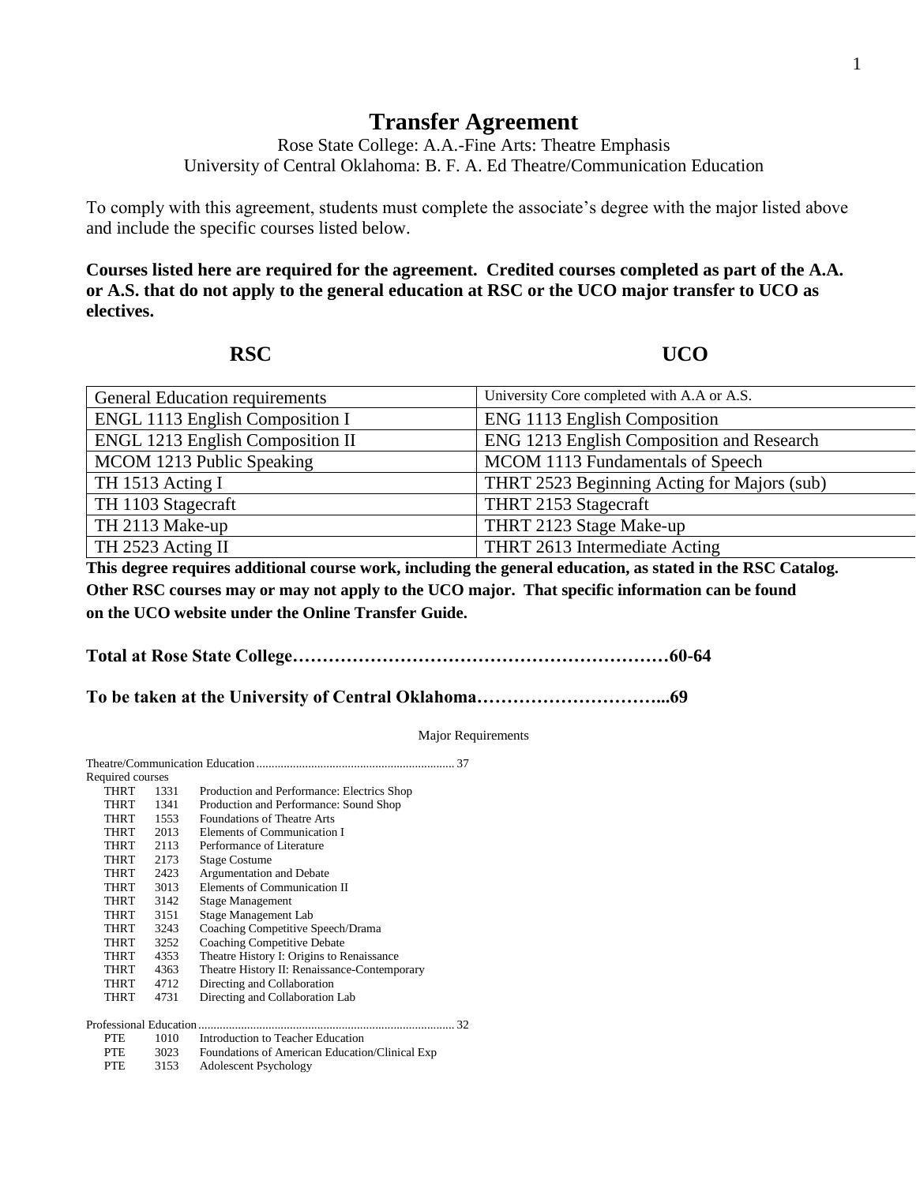# Transfer Agreement

Rose State College: A.A.-Fine Arts: Theatre Emphasis
University of Central Oklahoma: B. F. A. Ed Theatre/Communication Education

To comply with this agreement, students must complete the associate's degree with the major listed above and include the specific courses listed below.

**Courses listed here are required for the agreement. Credited courses completed as part of the A.A. or A.S. that do not apply to the general education at RSC or the UCO major transfer to UCO as electives.**

| RSC | UCO |
|---|---|
| General Education requirements | University Core completed with A.A or A.S. |
| ENGL 1113 English Composition I | ENG 1113 English Composition |
| ENGL 1213 English Composition II | ENG 1213 English Composition and Research |
| MCOM 1213 Public Speaking | MCOM 1113 Fundamentals of Speech |
| TH 1513 Acting I | THRT 2523 Beginning Acting for Majors (sub) |
| TH 1103 Stagecraft | THRT 2153 Stagecraft |
| TH 2113 Make-up | THRT 2123 Stage Make-up |
| TH 2523 Acting II | THRT 2613 Intermediate Acting |

**This degree requires additional course work, including the general education, as stated in the RSC Catalog. Other RSC courses may or may not apply to the UCO major. That specific information can be found on the UCO website under the Online Transfer Guide.**

**Total at Rose State College……………………………………………………60-64**

**To be taken at the University of Central Oklahoma…………………………...69**

Major Requirements

Theatre/Communication Education ................................................................ 37

Required courses

| | | |
|---|---|---|
| THRT | 1331 | Production and Performance: Electrics Shop |
| THRT | 1341 | Production and Performance: Sound Shop |
| THRT | 1553 | Foundations of Theatre Arts |
| THRT | 2013 | Elements of Communication I |
| THRT | 2113 | Performance of Literature |
| THRT | 2173 | Stage Costume |
| THRT | 2423 | Argumentation and Debate |
| THRT | 3013 | Elements of Communication II |
| THRT | 3142 | Stage Management |
| THRT | 3151 | Stage Management Lab |
| THRT | 3243 | Coaching Competitive Speech/Drama |
| THRT | 3252 | Coaching Competitive Debate |
| THRT | 4353 | Theatre History I: Origins to Renaissance |
| THRT | 4363 | Theatre History II: Renaissance-Contemporary |
| THRT | 4712 | Directing and Collaboration |
| THRT | 4731 | Directing and Collaboration Lab |

Professional Education .................................................................................... 32

| | | |
|---|---|---|
| PTE | 1010 | Introduction to Teacher Education |
| PTE | 3023 | Foundations of American Education/Clinical Exp |
| PTE | 3153 | Adolescent Psychology |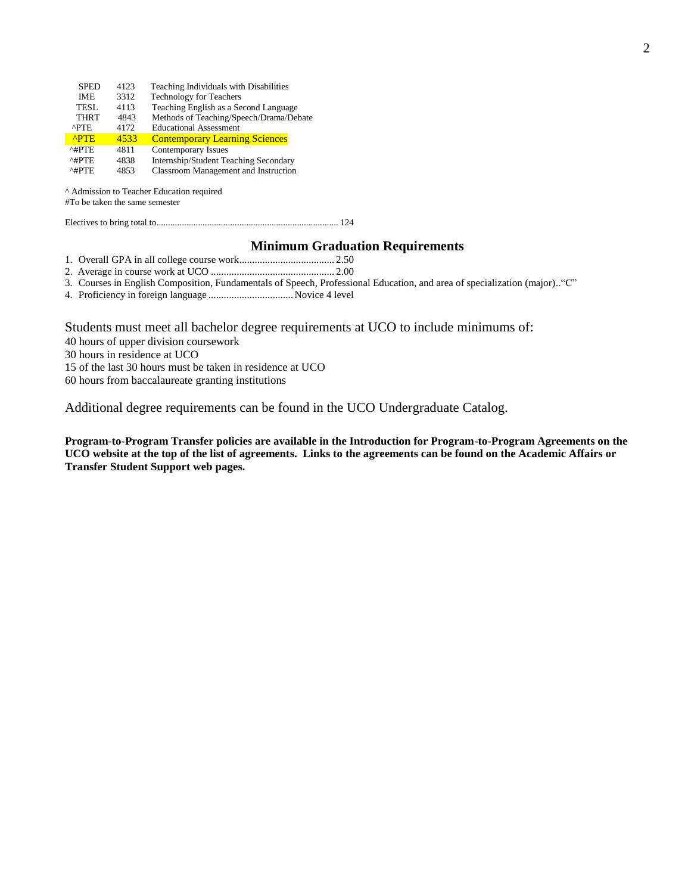| | | |
|---|---|---|
| SPED | 4123 | Teaching Individuals with Disabilities |
| IME | 3312 | Technology for Teachers |
| TESL | 4113 | Teaching English as a Second Language |
| THRT | 4843 | Methods of Teaching/Speech/Drama/Debate |
| ^PTE | 4172 | Educational Assessment |
| ^PTE | 4533 | Contemporary Learning Sciences |
| ^#PTE | 4811 | Contemporary Issues |
| ^#PTE | 4838 | Internship/Student Teaching Secondary |
| ^#PTE | 4853 | Classroom Management and Instruction |

^ Admission to Teacher Education required
#To be taken the same semester

Electives to bring total to............................................................................. 124

## Minimum Graduation Requirements

1. Overall GPA in all college course work..................................... 2.50
2. Average in course work at UCO ................................................ 2.00
3. Courses in English Composition, Fundamentals of Speech, Professional Education, and area of specialization (major)..“C”
4. Proficiency in foreign language ................................. Novice 4 level

Students must meet all bachelor degree requirements at UCO to include minimums of:
40 hours of upper division coursework
30 hours in residence at UCO
15 of the last 30 hours must be taken in residence at UCO
60 hours from baccalaureate granting institutions

Additional degree requirements can be found in the UCO Undergraduate Catalog.

**Program-to-Program Transfer policies are available in the Introduction for Program-to-Program Agreements on the UCO website at the top of the list of agreements. Links to the agreements can be found on the Academic Affairs or Transfer Student Support web pages.**